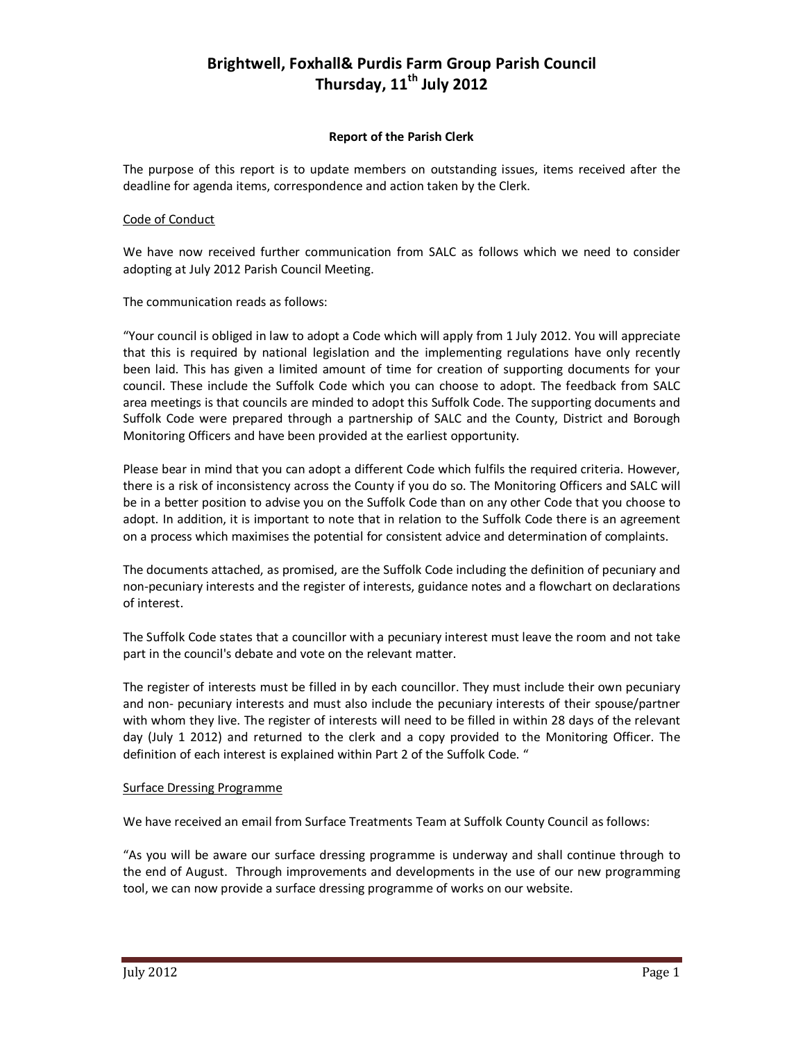# Brightwell, Foxhall& Purdis Farm Group Parish Council
# Thursday, 11th July 2012

### Report of the Parish Clerk

The purpose of this report is to update members on outstanding issues, items received after the deadline for agenda items, correspondence and action taken by the Clerk.

<u>Code of Conduct</u>

We have now received further communication from SALC as follows which we need to consider adopting at July 2012 Parish Council Meeting.

The communication reads as follows:

"Your council is obliged in law to adopt a Code which will apply from 1 July 2012. You will appreciate that this is required by national legislation and the implementing regulations have only recently been laid. This has given a limited amount of time for creation of supporting documents for your council. These include the Suffolk Code which you can choose to adopt. The feedback from SALC area meetings is that councils are minded to adopt this Suffolk Code. The supporting documents and Suffolk Code were prepared through a partnership of SALC and the County, District and Borough Monitoring Officers and have been provided at the earliest opportunity.

Please bear in mind that you can adopt a different Code which fulfils the required criteria. However, there is a risk of inconsistency across the County if you do so. The Monitoring Officers and SALC will be in a better position to advise you on the Suffolk Code than on any other Code that you choose to adopt. In addition, it is important to note that in relation to the Suffolk Code there is an agreement on a process which maximises the potential for consistent advice and determination of complaints.

The documents attached, as promised, are the Suffolk Code including the definition of pecuniary and non-pecuniary interests and the register of interests, guidance notes and a flowchart on declarations of interest.

The Suffolk Code states that a councillor with a pecuniary interest must leave the room and not take part in the council's debate and vote on the relevant matter.

The register of interests must be filled in by each councillor. They must include their own pecuniary and non- pecuniary interests and must also include the pecuniary interests of their spouse/partner with whom they live. The register of interests will need to be filled in within 28 days of the relevant day (July 1 2012) and returned to the clerk and a copy provided to the Monitoring Officer. The definition of each interest is explained within Part 2 of the Suffolk Code. "

<u>Surface Dressing Programme</u>

We have received an email from Surface Treatments Team at Suffolk County Council as follows:

"As you will be aware our surface dressing programme is underway and shall continue through to the end of August. Through improvements and developments in the use of our new programming tool, we can now provide a surface dressing programme of works on our website.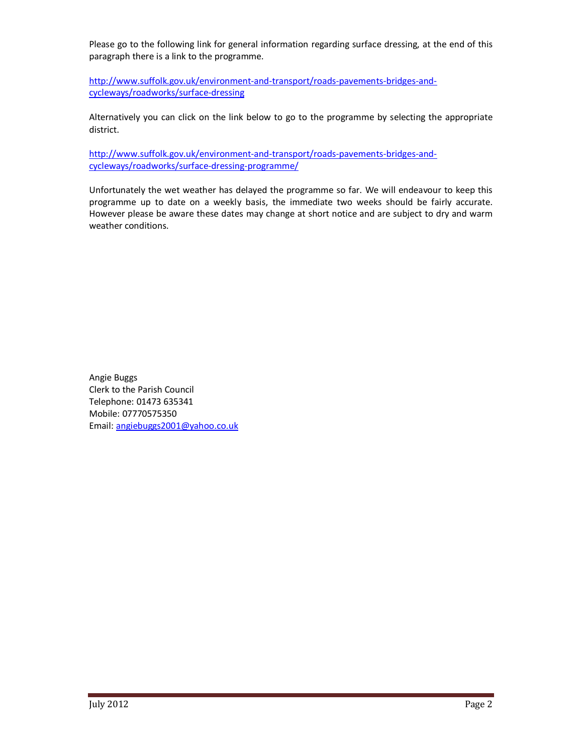Please go to the following link for general information regarding surface dressing, at the end of this paragraph there is a link to the programme.

http://www.suffolk.gov.uk/environment-and-transport/roads-pavements-bridges-and-cycleways/roadworks/surface-dressing

Alternatively you can click on the link below to go to the programme by selecting the appropriate district.

http://www.suffolk.gov.uk/environment-and-transport/roads-pavements-bridges-and-cycleways/roadworks/surface-dressing-programme/

Unfortunately the wet weather has delayed the programme so far. We will endeavour to keep this programme up to date on a weekly basis, the immediate two weeks should be fairly accurate. However please be aware these dates may change at short notice and are subject to dry and warm weather conditions.

Angie Buggs  
Clerk to the Parish Council  
Telephone: 01473 635341  
Mobile: 07770575350  
Email: angiebuggs2001@yahoo.co.uk